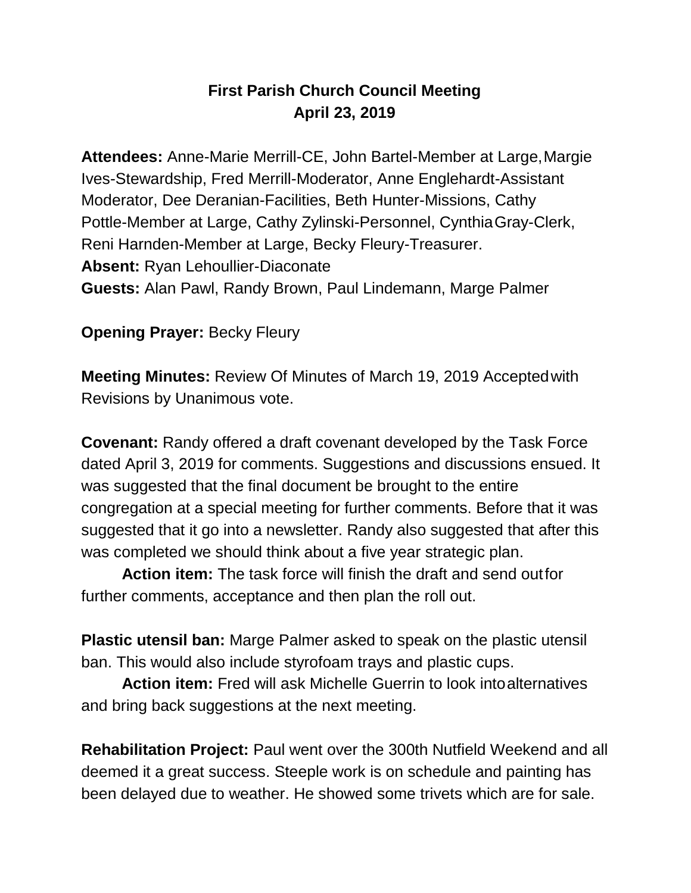# First Parish Church Council Meeting
## April 23, 2019

**Attendees:** Anne-Marie Merrill-CE, John Bartel-Member at Large, Margie Ives-Stewardship, Fred Merrill-Moderator, Anne Englehardt-Assistant Moderator, Dee Deranian-Facilities, Beth Hunter-Missions, Cathy Pottle-Member at Large, Cathy Zylinski-Personnel, Cynthia Gray-Clerk, Reni Harnden-Member at Large, Becky Fleury-Treasurer.
**Absent:** Ryan Lehoullier-Diaconate
**Guests:** Alan Pawl, Randy Brown, Paul Lindemann, Marge Palmer

**Opening Prayer:** Becky Fleury

**Meeting Minutes:** Review Of Minutes of March 19, 2019 Accepted with Revisions by Unanimous vote.

**Covenant:** Randy offered a draft covenant developed by the Task Force dated April 3, 2019 for comments. Suggestions and discussions ensued. It was suggested that the final document be brought to the entire congregation at a special meeting for further comments. Before that it was suggested that it go into a newsletter. Randy also suggested that after this was completed we should think about a five year strategic plan.

**Action item:** The task force will finish the draft and send out for further comments, acceptance and then plan the roll out.

**Plastic utensil ban:** Marge Palmer asked to speak on the plastic utensil ban. This would also include styrofoam trays and plastic cups.

**Action item:** Fred will ask Michelle Guerrin to look into alternatives and bring back suggestions at the next meeting.

**Rehabilitation Project:** Paul went over the 300th Nutfield Weekend and all deemed it a great success. Steeple work is on schedule and painting has been delayed due to weather. He showed some trivets which are for sale.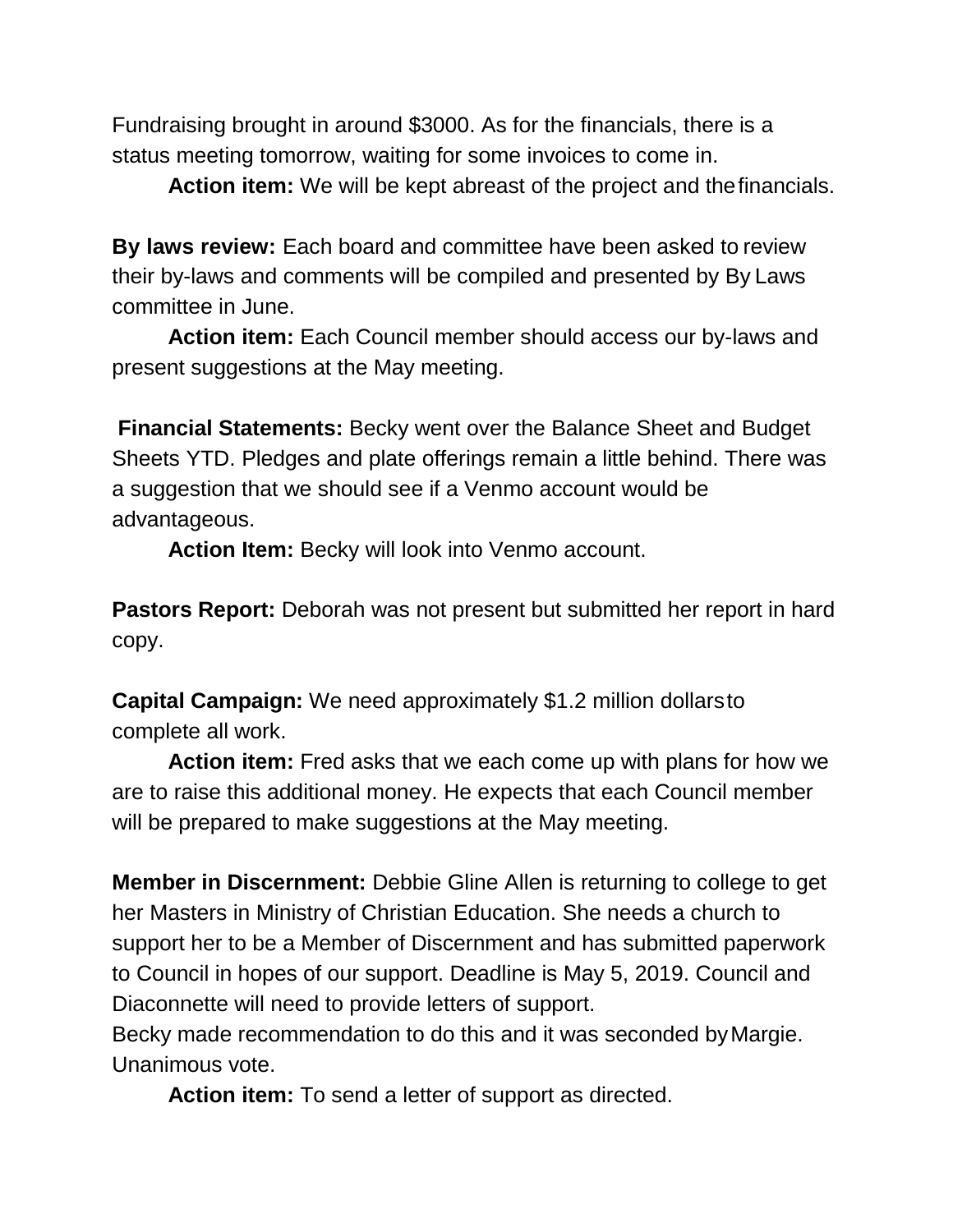Fundraising brought in around $3000. As for the financials, there is a status meeting tomorrow, waiting for some invoices to come in.

**Action item:** We will be kept abreast of the project and the financials.

**By laws review:** Each board and committee have been asked to review their by-laws and comments will be compiled and presented by By Laws committee in June.

**Action item:** Each Council member should access our by-laws and present suggestions at the May meeting.

**Financial Statements:** Becky went over the Balance Sheet and Budget Sheets YTD. Pledges and plate offerings remain a little behind. There was a suggestion that we should see if a Venmo account would be advantageous.

**Action Item:** Becky will look into Venmo account.

**Pastors Report:** Deborah was not present but submitted her report in hard copy.

**Capital Campaign:** We need approximately $1.2 million dollars to complete all work.

**Action item:** Fred asks that we each come up with plans for how we are to raise this additional money. He expects that each Council member will be prepared to make suggestions at the May meeting.

**Member in Discernment:** Debbie Gline Allen is returning to college to get her Masters in Ministry of Christian Education. She needs a church to support her to be a Member of Discernment and has submitted paperwork to Council in hopes of our support. Deadline is May 5, 2019. Council and Diaconnette will need to provide letters of support.

Becky made recommendation to do this and it was seconded by Margie. Unanimous vote.

**Action item:** To send a letter of support as directed.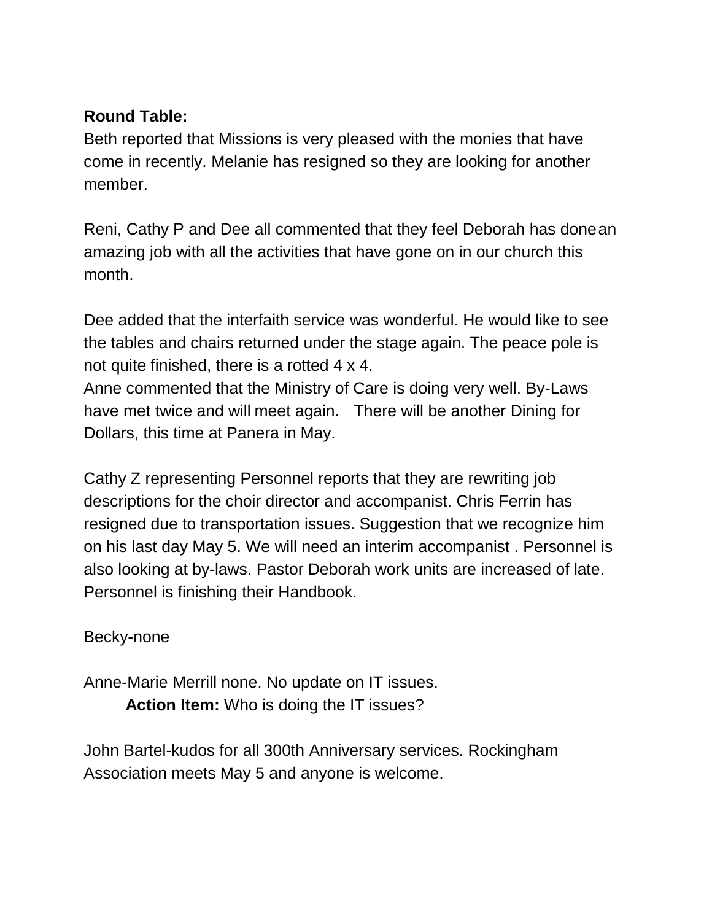**Round Table:**

Beth reported that Missions is very pleased with the monies that have come in recently. Melanie has resigned so they are looking for another member.

Reni, Cathy P and Dee all commented that they feel Deborah has done an amazing job with all the activities that have gone on in our church this month.

Dee added that the interfaith service was wonderful. He would like to see the tables and chairs returned under the stage again. The peace pole is not quite finished, there is a rotted 4 x 4.
Anne commented that the Ministry of Care is doing very well. By-Laws have met twice and will meet again. There will be another Dining for Dollars, this time at Panera in May.

Cathy Z representing Personnel reports that they are rewriting job descriptions for the choir director and accompanist. Chris Ferrin has resigned due to transportation issues. Suggestion that we recognize him on his last day May 5. We will need an interim accompanist . Personnel is also looking at by-laws. Pastor Deborah work units are increased of late. Personnel is finishing their Handbook.

Becky-none

Anne-Marie Merrill none. No update on IT issues.

> **Action Item:** Who is doing the IT issues?

John Bartel-kudos for all 300th Anniversary services. Rockingham Association meets May 5 and anyone is welcome.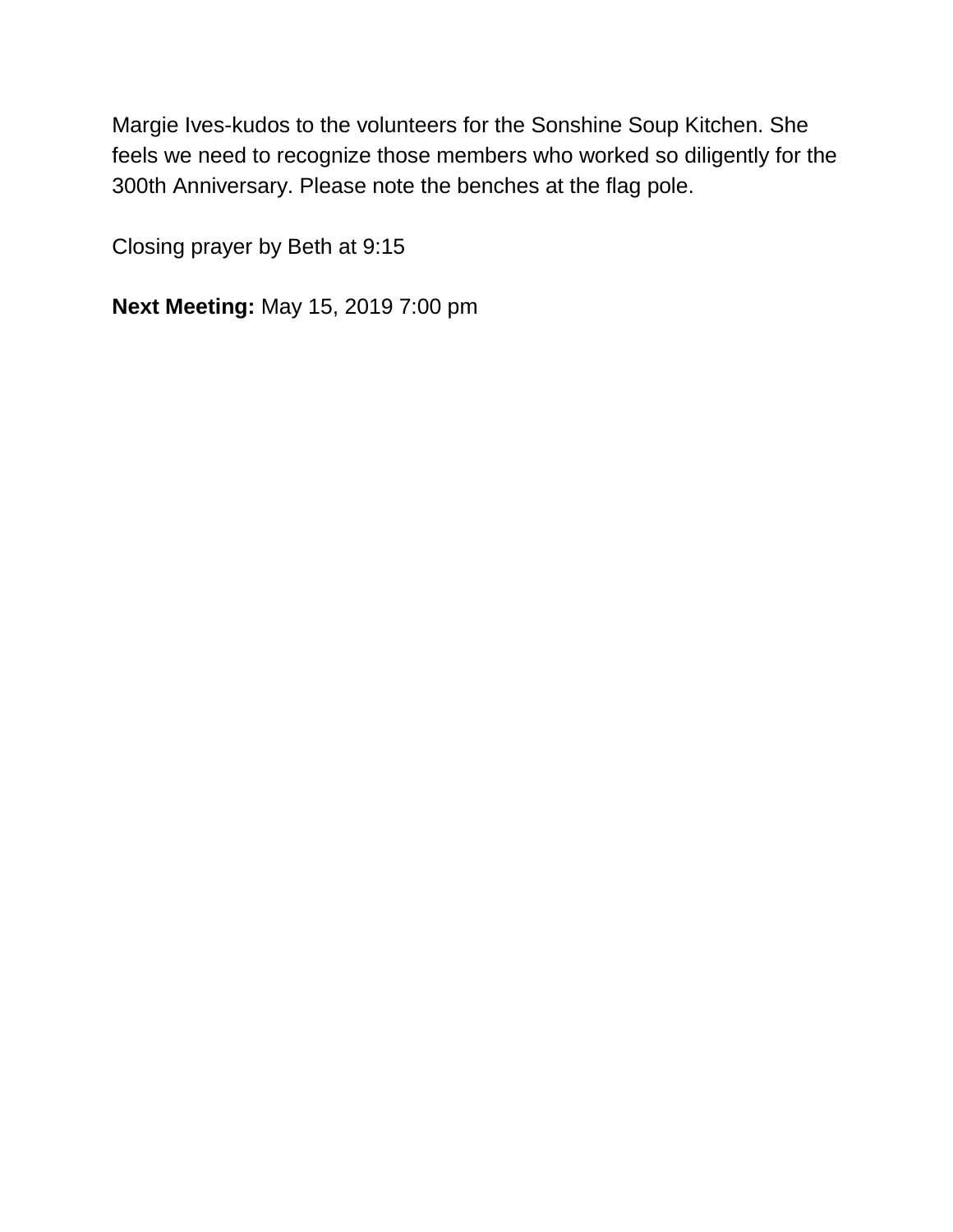Margie Ives-kudos to the volunteers for the Sonshine Soup Kitchen. She feels we need to recognize those members who worked so diligently for the 300th Anniversary. Please note the benches at the flag pole.

Closing prayer by Beth at 9:15

**Next Meeting:** May 15, 2019 7:00 pm